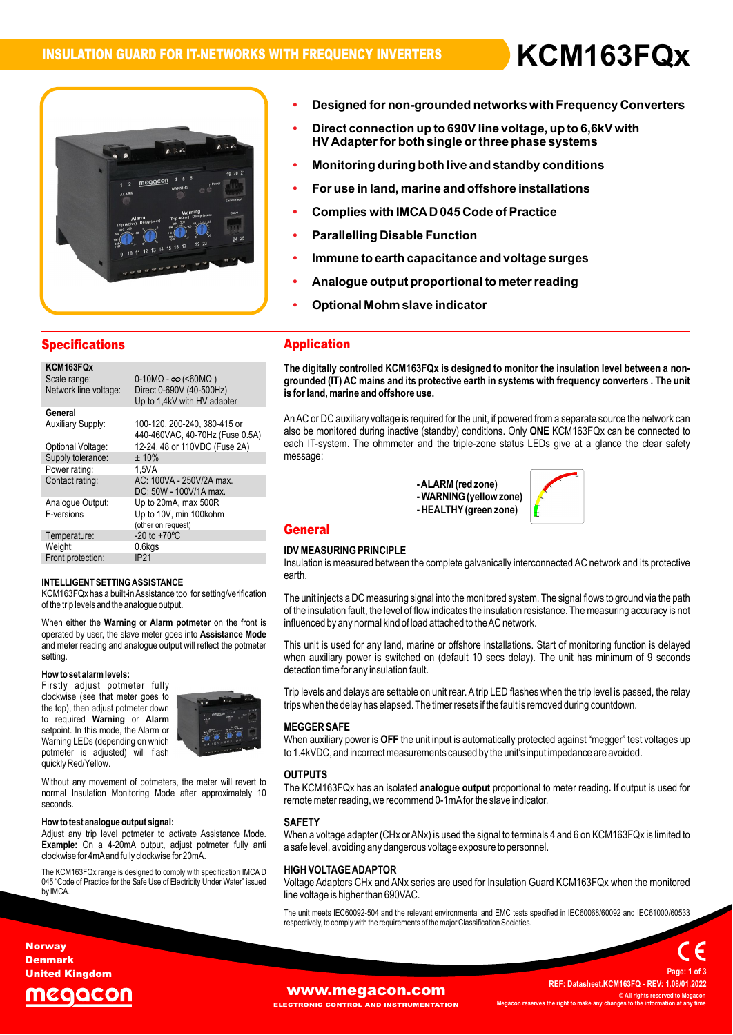# INSULATION GUARD FOR IT-NETWORKS WITH FREQUENCY INVERTERS

# KCM163FQx

- **Designed for non-grounded networks with Frequency Converters**
- **Direct connection up to 690V line voltage, up to 6,6kV with HV Adapter for both single or three phase systems**
- **Monitoring during both live and standby conditions**
- **For use in land, marine and offshore installations**
- **Complies with IMCA D 045 Code of Practice**
- **Parallelling Disable Function**
- **Immune to earth capacitance and voltage surges**
- **Analogue output proportional to meter reading**
- **Optional Mohm slave indicator**

## Specifications

| **KCM163FQx** | |
|---|---|
| Scale range: | 0-10MΩ - ∞ (<60MΩ ) |
| Network line voltage: | Direct 0-690V (40-500Hz) Up to 1,4kV with HV adapter |
| **General** | |
| Auxiliary Supply: | 100-120, 200-240, 380-415 or 440-460VAC, 40-70Hz (Fuse 0.5A) |
| Optional Voltage: | 12-24, 48 or 110VDC (Fuse 2A) |
| Supply tolerance: | ± 10% |
| Power rating: | 1,5VA |
| Contact rating: | AC: 100VA - 250V/2A max. DC: 50W - 100V/1A max. |
| Analogue Output: | Up to 20mA, max 500R |
| F-versions | Up to 10V, min 100kohm (other on request) |
| Temperature: | -20 to +70ºC |
| Weight: | 0.6kgs |
| Front protection: | IP21 |

#### INTELLIGENT SETTING ASSISTANCE

KCM163FQx has a built-in Assistance tool for setting/verification of the trip levels and the analogue output.

When either the **Warning** or **Alarm potmeter** on the front is operated by user, the slave meter goes into **Assistance Mode** and meter reading and analogue output will reflect the potmeter setting.

#### How to set alarm levels:

Firstly adjust potmeter fully clockwise (see that meter goes to the top), then adjust potmeter down to required **Warning** or **Alarm** setpoint. In this mode, the Alarm or Warning LEDs (depending on which potmeter is adjusted) will flash quickly Red/Yellow.

Without any movement of potmeters, the meter will revert to normal Insulation Monitoring Mode after approximately 10 seconds.

#### How to test analogue output signal:

Adjust any trip level potmeter to activate Assistance Mode. **Example:** On a 4-20mA output, adjust potmeter fully anti clockwise for 4mA and fully clockwise for 20mA.

The KCM163FQx range is designed to comply with specification IMCA D 045 "Code of Practice for the Safe Use of Electricity Under Water" issued by IMCA.

## Application

**The digitally controlled KCM163FQx is designed to monitor the insulation level between a non-grounded (IT) AC mains and its protective earth in systems with frequency converters . The unit is for land, marine and offshore use.**

An AC or DC auxiliary voltage is required for the unit, if powered from a separate source the network can also be monitored during inactive (standby) conditions. Only **ONE** KCM163FQx can be connected to each IT-system. The ohmmeter and the triple-zone status LEDs give at a glance the clear safety message:

- **ALARM (red zone)**
- **WARNING (yellow zone)**
- **HEALTHY (green zone)**

## General

#### IDV MEASURING PRINCIPLE

Insulation is measured between the complete galvanically interconnected AC network and its protective earth.

The unit injects a DC measuring signal into the monitored system. The signal flows to ground via the path of the insulation fault, the level of flow indicates the insulation resistance. The measuring accuracy is not influenced by any normal kind of load attached to the AC network.

This unit is used for any land, marine or offshore installations. Start of monitoring function is delayed when auxiliary power is switched on (default 10 secs delay). The unit has minimum of 9 seconds detection time for any insulation fault.

Trip levels and delays are settable on unit rear. A trip LED flashes when the trip level is passed, the relay trips when the delay has elapsed. The timer resets if the fault is removed during countdown.

#### MEGGER SAFE

When auxiliary power is **OFF** the unit input is automatically protected against "megger" test voltages up to 1.4kVDC, and incorrect measurements caused by the unit's input impedance are avoided.

#### OUTPUTS

The KCM163FQx has an isolated **analogue output** proportional to meter reading. If output is used for remote meter reading, we recommend 0-1mA for the slave indicator.

#### SAFETY

When a voltage adapter (CHx or ANx) is used the signal to terminals 4 and 6 on KCM163FQx is limited to a safe level, avoiding any dangerous voltage exposure to personnel.

#### HIGH VOLTAGE ADAPTOR

Voltage Adaptors CHx and ANx series are used for Insulation Guard KCM163FQx when the monitored line voltage is higher than 690VAC.

The unit meets IEC60092-504 and the relevant environmental and EMC tests specified in IEC60068/60092 and IEC61000/60533 respectively, to comply with the requirements of the major Classification Societies.

Norway
Denmark
United Kingdom
megacon

www.megacon.com
ELECTRONIC CONTROL AND INSTRUMENTATION

REF: Datasheet.KCM163FQ - REV: 1.08/01.2022
© All rights reserved to Megacon
Megacon reserves the right to make any changes to the information at any time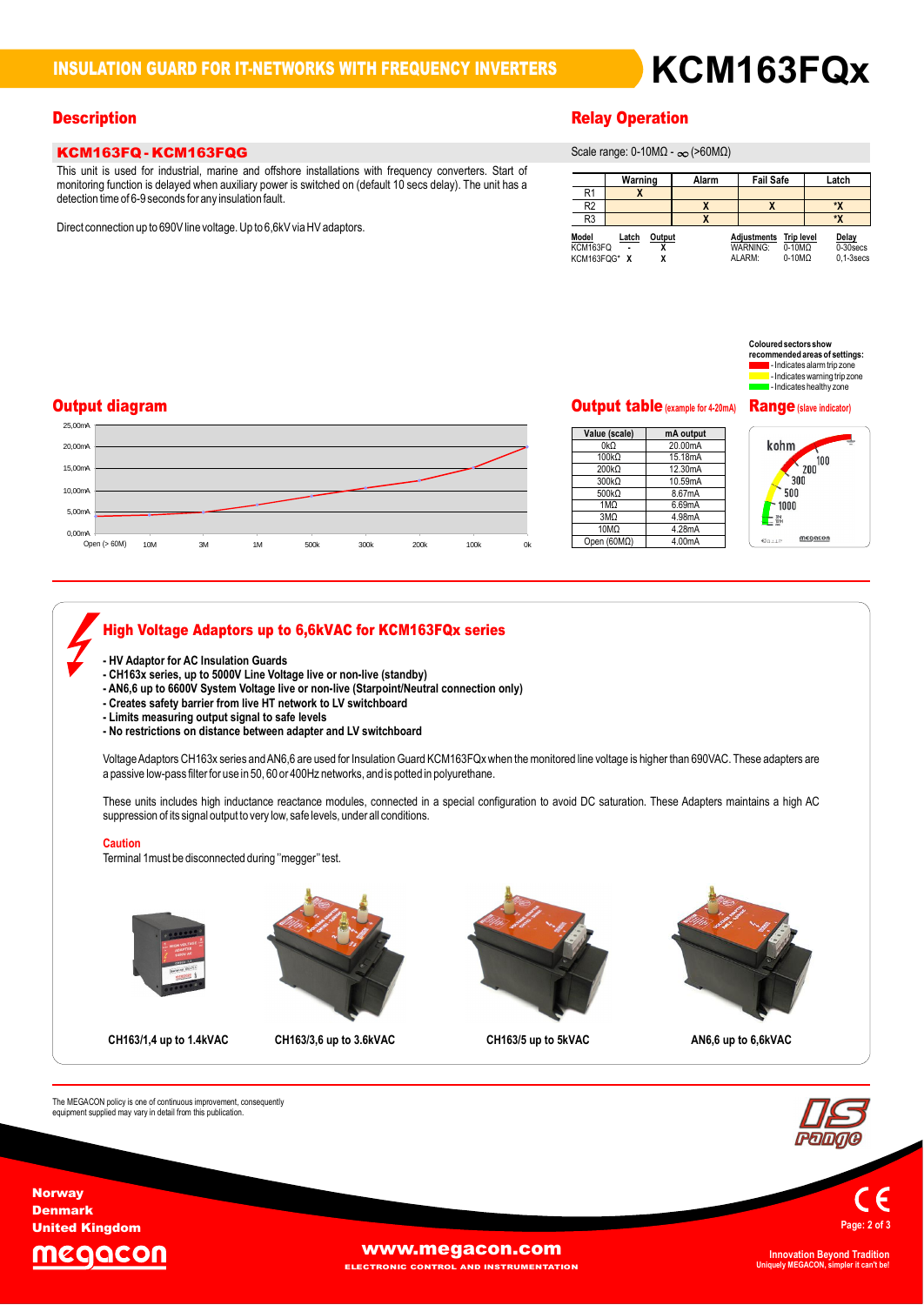# INSULATION GUARD FOR IT-NETWORKS WITH FREQUENCY INVERTERS

# KCM163FQx

## Description

### KCM163FQ - KCM163FQG

This unit is used for industrial, marine and offshore installations with frequency converters. Start of monitoring function is delayed when auxiliary power is switched on (default 10 secs delay). The unit has a detection time of 6-9 seconds for any insulation fault.

Direct connection up to 690V line voltage. Up to 6,6kV via HV adaptors.

## Relay Operation

Scale range: 0-10MΩ - ∞ (>60MΩ)

| | Warning | Alarm | Fail Safe | Latch |
|---|---|---|---|---|
| R1 | X | | | |
| R2 | | X | X | *X |
| R3 | | X | | *X |

| Model | Latch | Output | Adjustments | Trip level | Delay |
|---|---|---|---|---|---|
| KCM163FQ | - | X | WARNING: | 0-10MΩ | 0-30secs |
| KCM163FQG* | X | X | ALARM: | 0-10MΩ | 0,1-3secs |

Coloured sectors show recommended areas of settings:
- Indicates alarm trip zone
- Indicates warning trip zone
- Indicates healthy zone

## Output diagram

## Output table (example for 4-20mA)

| Value (scale) | mA output |
|---|---|
| 0kΩ | 20.00mA |
| 100kΩ | 15.18mA |
| 200kΩ | 12.30mA |
| 300kΩ | 10.59mA |
| 500kΩ | 8.67mA |
| 1MΩ | 6.69mA |
| 3MΩ | 4.98mA |
| 10MΩ | 4.28mA |
| Open (60MΩ) | 4.00mA |

## Range (slave indicator)

## High Voltage Adaptors up to 6,6kVAC for KCM163FQx series

- **HV Adaptor for AC Insulation Guards**
- **CH163x series, up to 5000V Line Voltage live or non-live (standby)**
- **AN6,6 up to 6600V System Voltage live or non-live (Starpoint/Neutral connection only)**
- **Creates safety barrier from live HT network to LV switchboard**
- **Limits measuring output signal to safe levels**
- **No restrictions on distance between adapter and LV switchboard**

Voltage Adaptors CH163x series and AN6,6 are used for Insulation Guard KCM163FQx when the monitored line voltage is higher than 690VAC. These adapters are a passive low-pass filter for use in 50, 60 or 400Hz networks, and is potted in polyurethane.

These units includes high inductance reactance modules, connected in a special configuration to avoid DC saturation. These Adapters maintains a high AC suppression of its signal output to very low, safe levels, under all conditions.

**Caution**

Terminal 1must be disconnected during "megger" test.

**CH163/1,4 up to 1.4kVAC** **CH163/3,6 up to 3.6kVAC** **CH163/5 up to 5kVAC** **AN6,6 up to 6,6kVAC**

The MEGACON policy is one of continuous improvement, consequently equipment supplied may vary in detail from this publication.

Norway
Denmark
United Kingdom

www.megacon.com
ELECTRONIC CONTROL AND INSTRUMENTATION

Innovation Beyond Tradition
Uniquely MEGACON, simpler it can't be!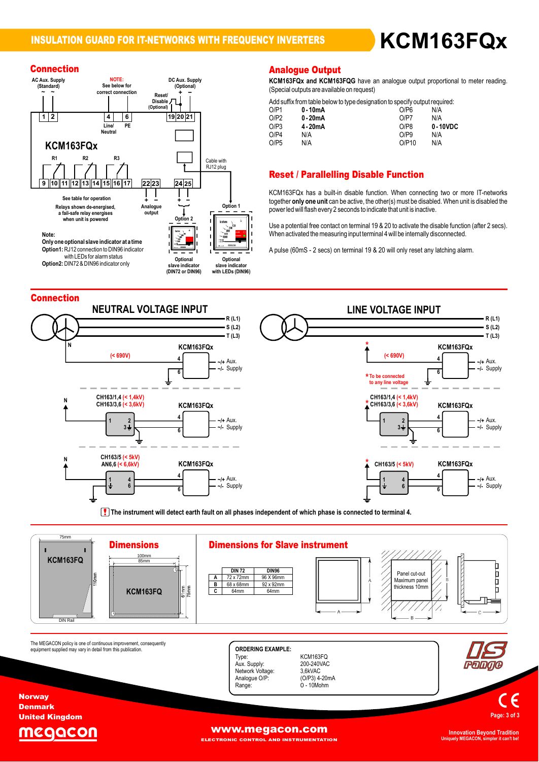# INSULATION GUARD FOR IT-NETWORKS WITH FREQUENCY INVERTERS

# KCM163FQx

## Connection

AC Aux. Supply (Standard)

NOTE: See below for correct connection

DC Aux. Supply (Optional)

Reset/ Disable (Optional)

1 2 4 6 19 20 21

Line/ Neutral PE

KCM163FQx

R1 R2 R3

9 10 11 12 13 14 15 16 17 22 23 24 25

Cable with RJ12 plug

See table for operation

Relays shown de-energised, a fail-safe relay energises when unit is powered

Analogue output

Option 1

Option 2

**Note:**
**Only one optional slave indicator at a time**
**Option1:** RJ12 connection to DIN96 indicator with LEDs for alarm status
**Option2:** DIN72 & DIN96 indicator only

Optional slave indicator (DIN72 or DIN96)

Optional slave indicator with LEDs (DIN96)

## Analogue Output

**KCM163FQx and KCM163FQG** have an analogue output proportional to meter reading. (Special outputs are available on request)

Add suffix from table below to type designation to specify output required:

| | | | |
|---|---|---|---|
| O/P1 | **0 - 10mA** | O/P6 | N/A |
| O/P2 | **0 - 20mA** | O/P7 | N/A |
| O/P3 | **4 - 20mA** | O/P8 | **0 - 10VDC** |
| O/P4 | N/A | O/P9 | N/A |
| O/P5 | N/A | O/P10 | N/A |

## Reset / Parallelling Disable Function

KCM163FQx has a built-in disable function. When connecting two or more IT-networks together **only one unit** can be active, the other(s) must be disabled. When unit is disabled the power led will flash every 2 seconds to indicate that unit is inactive.

Use a potential free contact on terminal 19 & 20 to activate the disable function (after 2 secs). When activated the measuring input terminal 4 will be internally disconnected.

A pulse (60mS - 2 secs) on terminal 19 & 20 will only reset any latching alarm.

## Connection

### NEUTRAL VOLTAGE INPUT

R (L1) S (L2) T (L3)

N (< 690V) KCM163FQx 4 6 ~/+ Aux. ~/- Supply

N CH163/1,4 (< 1,4kV) CH163/3,6 (< 3,6kV) KCM163FQx 1 2 3 4 6 ~/+ Aux. ~/- Supply

N CH163/5 (< 5kV) AN6,6 (< 6,6kV) KCM163FQx 1 4 6 4 6 ~/+ Aux. ~/- Supply

### LINE VOLTAGE INPUT

R (L1) S (L2) T (L3)

* (< 690V) KCM163FQx 4 6 ~/+ Aux. ~/- Supply

*To be connected to any line voltage

* CH163/1,4 (< 1,4kV) CH163/3,6 (< 3,6kV) KCM163FQx 1 2 3 4 6 ~/+ Aux. ~/- Supply

* CH163/5 (< 5kV) KCM163FQx 1 4 6 4 6 ~/+ Aux. ~/- Supply

**The instrument will detect earth fault on all phases independent of which phase is connected to terminal 4.**

## Dimensions

KCM163FQ 75mm 110mm DIN Rail

KCM163FQ 100mm 85mm 61mm 75mm

## Dimensions for Slave instrument

| | DIN 72 | DIN96 |
|---|---|---|
| A | 72 x 72mm | 96 X 96mm |
| B | 68 x 68mm | 92 x 92mm |
| C | 64mm | 64mm |

Panel cut-out Maximum panel thickness 10mm

The MEGACON policy is one of continuous improvement, consequently equipment supplied may vary in detail from this publication.

**ORDERING EXAMPLE:**

| | |
|---|---|
| Type: | KCM163FQ |
| Aux. Supply: | 200-240VAC |
| Network Voltage: | 3,6kVAC |
| Analogue O/P: | (O/P3) 4-20mA |
| Range: | 0 - 10Mohm |

IS range

Norway
Denmark
United Kingdom

megacon

www.megacon.com
ELECTRONIC CONTROL AND INSTRUMENTATION

Innovation Beyond Tradition
Uniquely MEGACON, simpler it can't be!